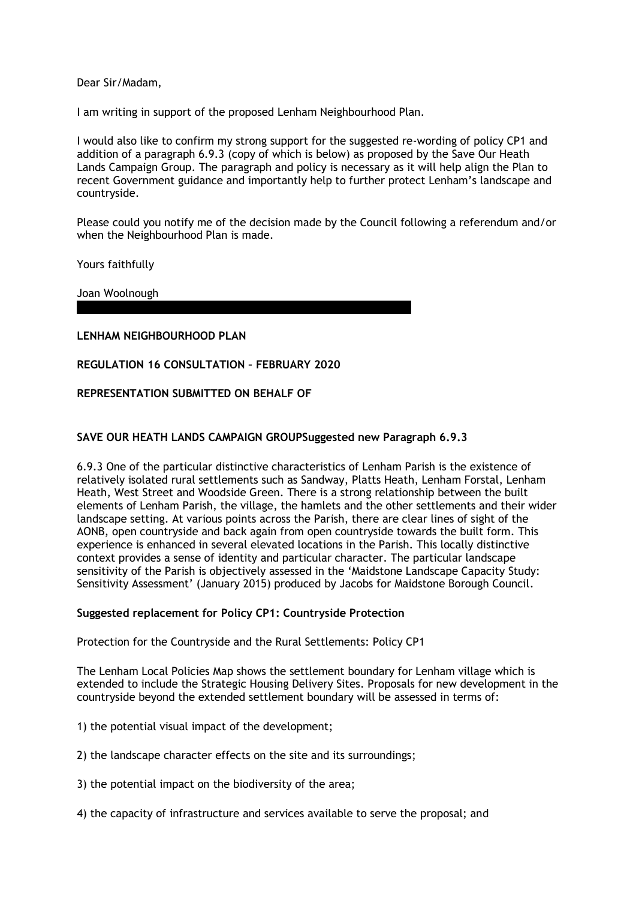Dear Sir/Madam,

I am writing in support of the proposed Lenham Neighbourhood Plan.

I would also like to confirm my strong support for the suggested re-wording of policy CP1 and addition of a paragraph 6.9.3 (copy of which is below) as proposed by the Save Our Heath Lands Campaign Group. The paragraph and policy is necessary as it will help align the Plan to recent Government guidance and importantly help to further protect Lenham's landscape and countryside.

Please could you notify me of the decision made by the Council following a referendum and/or when the Neighbourhood Plan is made.

Yours faithfully

Joan Woolnough

**LENHAM NEIGHBOURHOOD PLAN**

**REGULATION 16 CONSULTATION – FEBRUARY 2020**

**REPRESENTATION SUBMITTED ON BEHALF OF**

**SAVE OUR HEATH LANDS CAMPAIGN GROUPSuggested new Paragraph 6.9.3**

6.9.3 One of the particular distinctive characteristics of Lenham Parish is the existence of relatively isolated rural settlements such as Sandway, Platts Heath, Lenham Forstal, Lenham Heath, West Street and Woodside Green. There is a strong relationship between the built elements of Lenham Parish, the village, the hamlets and the other settlements and their wider landscape setting. At various points across the Parish, there are clear lines of sight of the AONB, open countryside and back again from open countryside towards the built form. This experience is enhanced in several elevated locations in the Parish. This locally distinctive context provides a sense of identity and particular character. The particular landscape sensitivity of the Parish is objectively assessed in the 'Maidstone Landscape Capacity Study: Sensitivity Assessment' (January 2015) produced by Jacobs for Maidstone Borough Council.

**Suggested replacement for Policy CP1: Countryside Protection**

Protection for the Countryside and the Rural Settlements: Policy CP1

The Lenham Local Policies Map shows the settlement boundary for Lenham village which is extended to include the Strategic Housing Delivery Sites. Proposals for new development in the countryside beyond the extended settlement boundary will be assessed in terms of:

1) the potential visual impact of the development;

2) the landscape character effects on the site and its surroundings;

3) the potential impact on the biodiversity of the area;

4) the capacity of infrastructure and services available to serve the proposal; and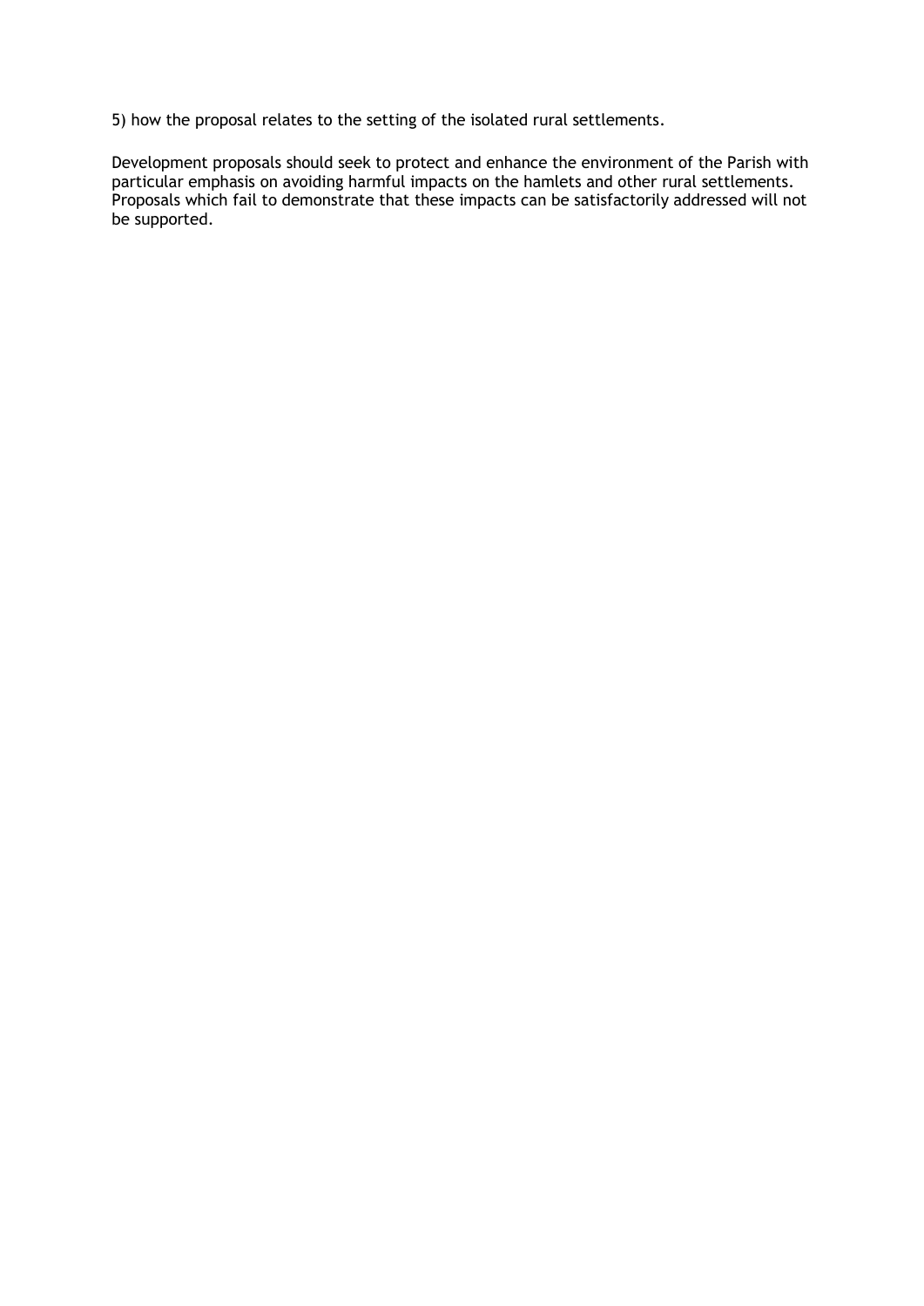5) how the proposal relates to the setting of the isolated rural settlements.

Development proposals should seek to protect and enhance the environment of the Parish with particular emphasis on avoiding harmful impacts on the hamlets and other rural settlements. Proposals which fail to demonstrate that these impacts can be satisfactorily addressed will not be supported.